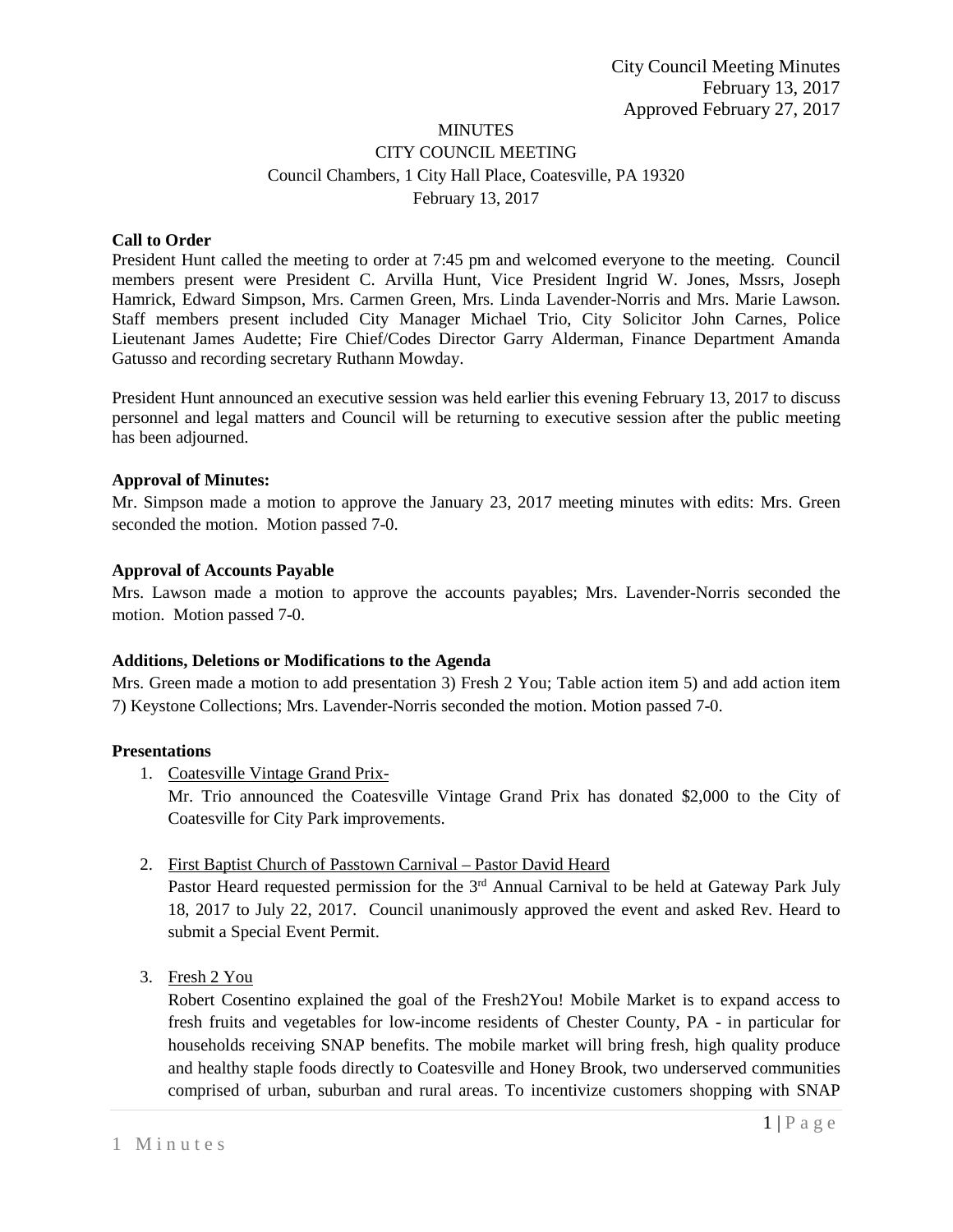City Council Meeting Minutes
February 13, 2017
Approved February 27, 2017

MINUTES

CITY COUNCIL MEETING

Council Chambers, 1 City Hall Place, Coatesville, PA 19320

February 13, 2017

**Call to Order**

President Hunt called the meeting to order at 7:45 pm and welcomed everyone to the meeting. Council members present were President C. Arvilla Hunt, Vice President Ingrid W. Jones, Mssrs, Joseph Hamrick, Edward Simpson, Mrs. Carmen Green, Mrs. Linda Lavender-Norris and Mrs. Marie Lawson. Staff members present included City Manager Michael Trio, City Solicitor John Carnes, Police Lieutenant James Audette; Fire Chief/Codes Director Garry Alderman, Finance Department Amanda Gatusso and recording secretary Ruthann Mowday.

President Hunt announced an executive session was held earlier this evening February 13, 2017 to discuss personnel and legal matters and Council will be returning to executive session after the public meeting has been adjourned.

**Approval of Minutes:**

Mr. Simpson made a motion to approve the January 23, 2017 meeting minutes with edits: Mrs. Green seconded the motion. Motion passed 7-0.

**Approval of Accounts Payable**

Mrs. Lawson made a motion to approve the accounts payables; Mrs. Lavender-Norris seconded the motion. Motion passed 7-0.

**Additions, Deletions or Modifications to the Agenda**

Mrs. Green made a motion to add presentation 3) Fresh 2 You; Table action item 5) and add action item 7) Keystone Collections; Mrs. Lavender-Norris seconded the motion. Motion passed 7-0.

**Presentations**

1. Coatesville Vintage Grand Prix-

   Mr. Trio announced the Coatesville Vintage Grand Prix has donated $2,000 to the City of Coatesville for City Park improvements.

2. First Baptist Church of Passtown Carnival – Pastor David Heard

   Pastor Heard requested permission for the 3rd Annual Carnival to be held at Gateway Park July 18, 2017 to July 22, 2017. Council unanimously approved the event and asked Rev. Heard to submit a Special Event Permit.

3. Fresh 2 You

   Robert Cosentino explained the goal of the Fresh2You! Mobile Market is to expand access to fresh fruits and vegetables for low-income residents of Chester County, PA - in particular for households receiving SNAP benefits. The mobile market will bring fresh, high quality produce and healthy staple foods directly to Coatesville and Honey Brook, two underserved communities comprised of urban, suburban and rural areas. To incentivize customers shopping with SNAP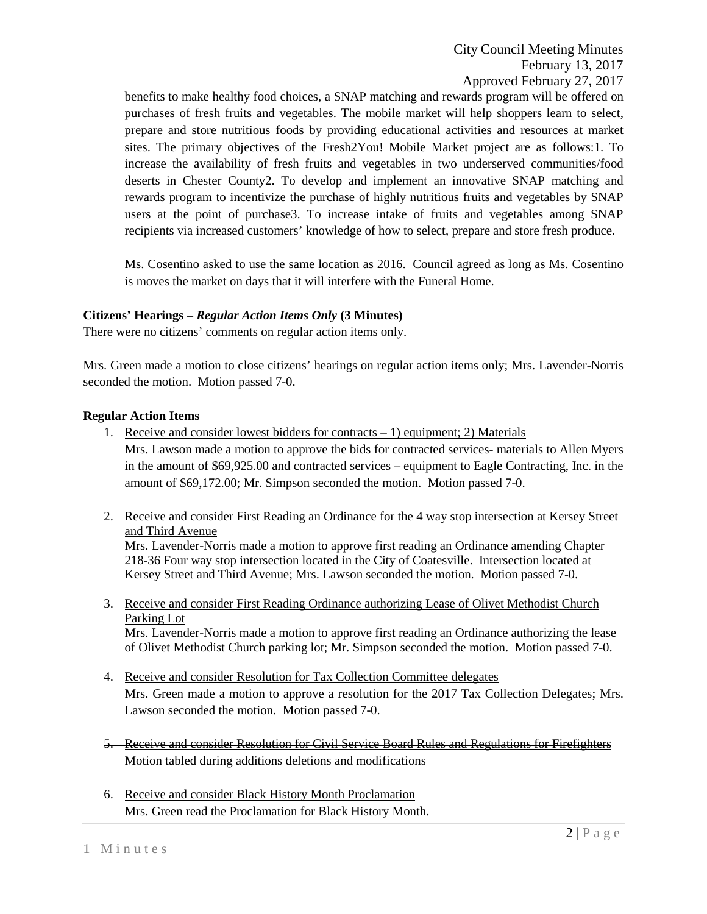benefits to make healthy food choices, a SNAP matching and rewards program will be offered on purchases of fresh fruits and vegetables. The mobile market will help shoppers learn to select, prepare and store nutritious foods by providing educational activities and resources at market sites. The primary objectives of the Fresh2You! Mobile Market project are as follows:1. To increase the availability of fresh fruits and vegetables in two underserved communities/food deserts in Chester County2. To develop and implement an innovative SNAP matching and rewards program to incentivize the purchase of highly nutritious fruits and vegetables by SNAP users at the point of purchase3. To increase intake of fruits and vegetables among SNAP recipients via increased customers' knowledge of how to select, prepare and store fresh produce.

Ms. Cosentino asked to use the same location as 2016. Council agreed as long as Ms. Cosentino is moves the market on days that it will interfere with the Funeral Home.

**Citizens' Hearings – *Regular Action Items Only* (3 Minutes)**

There were no citizens' comments on regular action items only.

Mrs. Green made a motion to close citizens' hearings on regular action items only; Mrs. Lavender-Norris seconded the motion. Motion passed 7-0.

**Regular Action Items**

1. Receive and consider lowest bidders for contracts – 1) equipment; 2) Materials
   Mrs. Lawson made a motion to approve the bids for contracted services- materials to Allen Myers in the amount of $69,925.00 and contracted services – equipment to Eagle Contracting, Inc. in the amount of $69,172.00; Mr. Simpson seconded the motion. Motion passed 7-0.

2. Receive and consider First Reading an Ordinance for the 4 way stop intersection at Kersey Street and Third Avenue
   Mrs. Lavender-Norris made a motion to approve first reading an Ordinance amending Chapter 218-36 Four way stop intersection located in the City of Coatesville. Intersection located at Kersey Street and Third Avenue; Mrs. Lawson seconded the motion. Motion passed 7-0.

3. Receive and consider First Reading Ordinance authorizing Lease of Olivet Methodist Church Parking Lot
   Mrs. Lavender-Norris made a motion to approve first reading an Ordinance authorizing the lease of Olivet Methodist Church parking lot; Mr. Simpson seconded the motion. Motion passed 7-0.

4. Receive and consider Resolution for Tax Collection Committee delegates
   Mrs. Green made a motion to approve a resolution for the 2017 Tax Collection Delegates; Mrs. Lawson seconded the motion. Motion passed 7-0.

5. ~~Receive and consider Resolution for Civil Service Board Rules and Regulations for Firefighters~~
   Motion tabled during additions deletions and modifications

6. Receive and consider Black History Month Proclamation
   Mrs. Green read the Proclamation for Black History Month.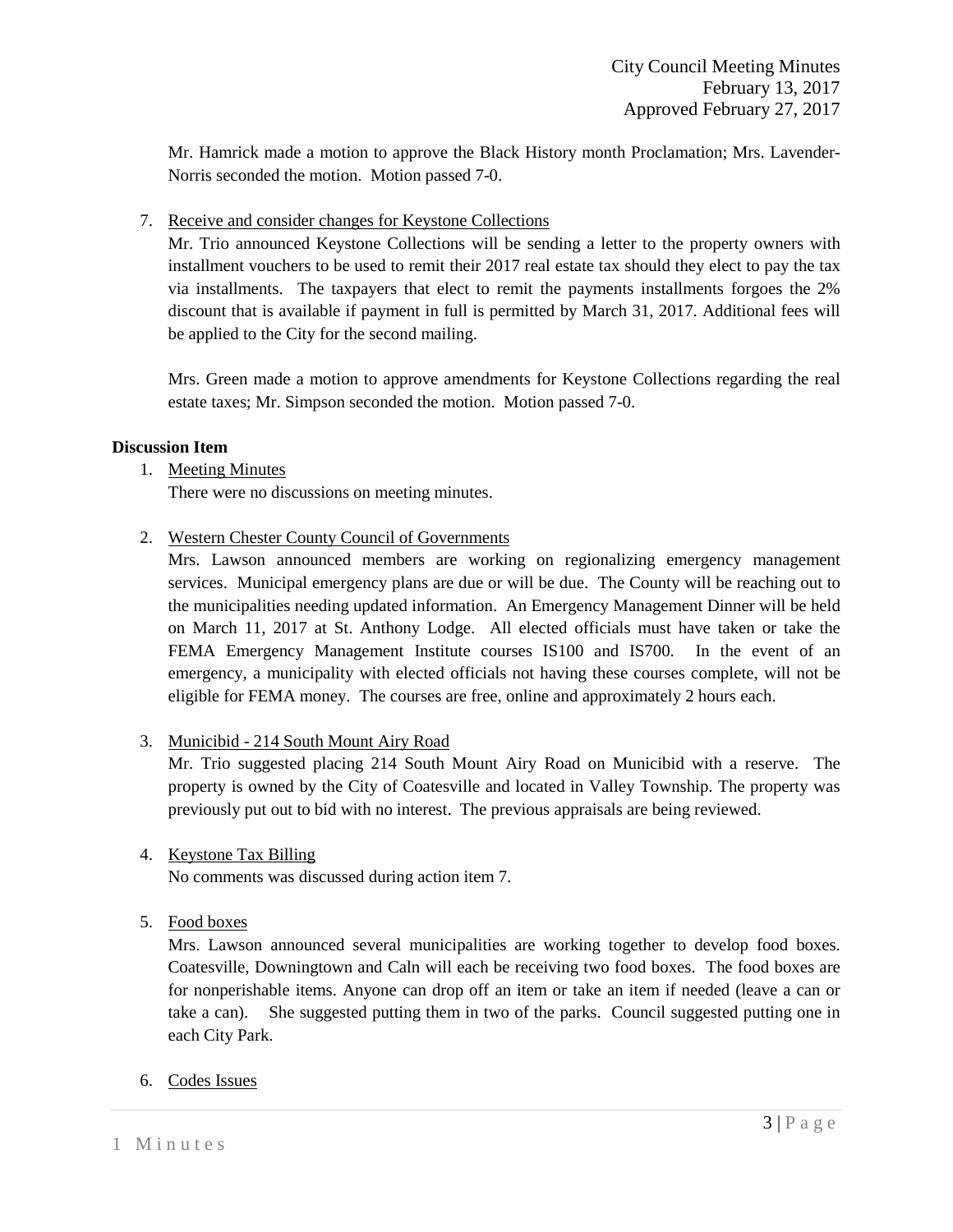Mr. Hamrick made a motion to approve the Black History month Proclamation; Mrs. Lavender-Norris seconded the motion. Motion passed 7-0.

7. Receive and consider changes for Keystone Collections

   Mr. Trio announced Keystone Collections will be sending a letter to the property owners with installment vouchers to be used to remit their 2017 real estate tax should they elect to pay the tax via installments. The taxpayers that elect to remit the payments installments forgoes the 2% discount that is available if payment in full is permitted by March 31, 2017. Additional fees will be applied to the City for the second mailing.

   Mrs. Green made a motion to approve amendments for Keystone Collections regarding the real estate taxes; Mr. Simpson seconded the motion. Motion passed 7-0.

**Discussion Item**

1. Meeting Minutes

   There were no discussions on meeting minutes.

2. Western Chester County Council of Governments

   Mrs. Lawson announced members are working on regionalizing emergency management services. Municipal emergency plans are due or will be due. The County will be reaching out to the municipalities needing updated information. An Emergency Management Dinner will be held on March 11, 2017 at St. Anthony Lodge. All elected officials must have taken or take the FEMA Emergency Management Institute courses IS100 and IS700. In the event of an emergency, a municipality with elected officials not having these courses complete, will not be eligible for FEMA money. The courses are free, online and approximately 2 hours each.

3. Municibid - 214 South Mount Airy Road

   Mr. Trio suggested placing 214 South Mount Airy Road on Municibid with a reserve. The property is owned by the City of Coatesville and located in Valley Township. The property was previously put out to bid with no interest. The previous appraisals are being reviewed.

4. Keystone Tax Billing

   No comments was discussed during action item 7.

5. Food boxes

   Mrs. Lawson announced several municipalities are working together to develop food boxes. Coatesville, Downingtown and Caln will each be receiving two food boxes. The food boxes are for nonperishable items. Anyone can drop off an item or take an item if needed (leave a can or take a can). She suggested putting them in two of the parks. Council suggested putting one in each City Park.

6. Codes Issues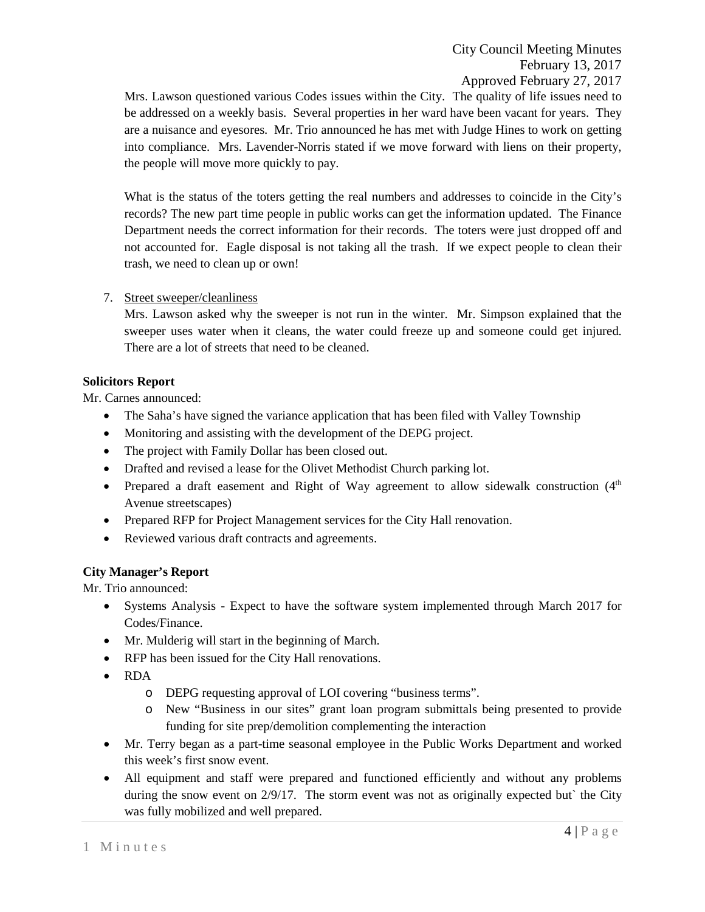Mrs. Lawson questioned various Codes issues within the City. The quality of life issues need to be addressed on a weekly basis. Several properties in her ward have been vacant for years. They are a nuisance and eyesores. Mr. Trio announced he has met with Judge Hines to work on getting into compliance. Mrs. Lavender-Norris stated if we move forward with liens on their property, the people will move more quickly to pay.

What is the status of the toters getting the real numbers and addresses to coincide in the City's records? The new part time people in public works can get the information updated. The Finance Department needs the correct information for their records. The toters were just dropped off and not accounted for. Eagle disposal is not taking all the trash. If we expect people to clean their trash, we need to clean up or own!

7. Street sweeper/cleanliness

   Mrs. Lawson asked why the sweeper is not run in the winter. Mr. Simpson explained that the sweeper uses water when it cleans, the water could freeze up and someone could get injured. There are a lot of streets that need to be cleaned.

**Solicitors Report**

Mr. Carnes announced:

- The Saha's have signed the variance application that has been filed with Valley Township
- Monitoring and assisting with the development of the DEPG project.
- The project with Family Dollar has been closed out.
- Drafted and revised a lease for the Olivet Methodist Church parking lot.
- Prepared a draft easement and Right of Way agreement to allow sidewalk construction (4th Avenue streetscapes)
- Prepared RFP for Project Management services for the City Hall renovation.
- Reviewed various draft contracts and agreements.

**City Manager's Report**

Mr. Trio announced:

- Systems Analysis - Expect to have the software system implemented through March 2017 for Codes/Finance.
- Mr. Mulderig will start in the beginning of March.
- RFP has been issued for the City Hall renovations.
- RDA
  - DEPG requesting approval of LOI covering "business terms".
  - New "Business in our sites" grant loan program submittals being presented to provide funding for site prep/demolition complementing the interaction
- Mr. Terry began as a part-time seasonal employee in the Public Works Department and worked this week's first snow event.
- All equipment and staff were prepared and functioned efficiently and without any problems during the snow event on 2/9/17. The storm event was not as originally expected but` the City was fully mobilized and well prepared.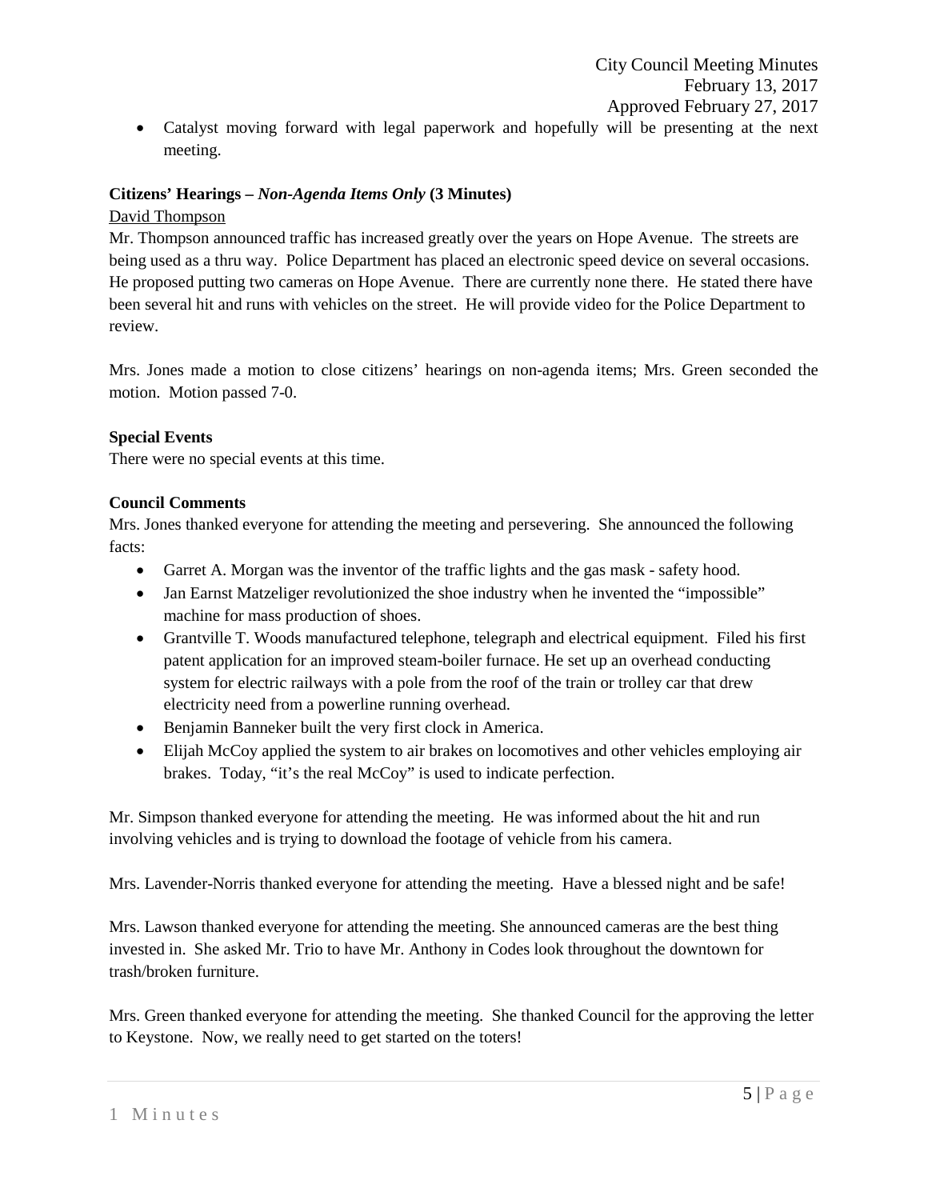- Catalyst moving forward with legal paperwork and hopefully will be presenting at the next meeting.

**Citizens' Hearings – *Non-Agenda Items Only* (3 Minutes)**

David Thompson

Mr. Thompson announced traffic has increased greatly over the years on Hope Avenue. The streets are being used as a thru way. Police Department has placed an electronic speed device on several occasions. He proposed putting two cameras on Hope Avenue. There are currently none there. He stated there have been several hit and runs with vehicles on the street. He will provide video for the Police Department to review.

Mrs. Jones made a motion to close citizens' hearings on non-agenda items; Mrs. Green seconded the motion. Motion passed 7-0.

**Special Events**

There were no special events at this time.

**Council Comments**

Mrs. Jones thanked everyone for attending the meeting and persevering. She announced the following facts:

- Garret A. Morgan was the inventor of the traffic lights and the gas mask - safety hood.
- Jan Earnst Matzeliger revolutionized the shoe industry when he invented the "impossible" machine for mass production of shoes.
- Grantville T. Woods manufactured telephone, telegraph and electrical equipment. Filed his first patent application for an improved steam-boiler furnace. He set up an overhead conducting system for electric railways with a pole from the roof of the train or trolley car that drew electricity need from a powerline running overhead.
- Benjamin Banneker built the very first clock in America.
- Elijah McCoy applied the system to air brakes on locomotives and other vehicles employing air brakes. Today, "it's the real McCoy" is used to indicate perfection.

Mr. Simpson thanked everyone for attending the meeting. He was informed about the hit and run involving vehicles and is trying to download the footage of vehicle from his camera.

Mrs. Lavender-Norris thanked everyone for attending the meeting. Have a blessed night and be safe!

Mrs. Lawson thanked everyone for attending the meeting. She announced cameras are the best thing invested in. She asked Mr. Trio to have Mr. Anthony in Codes look throughout the downtown for trash/broken furniture.

Mrs. Green thanked everyone for attending the meeting. She thanked Council for the approving the letter to Keystone. Now, we really need to get started on the toters!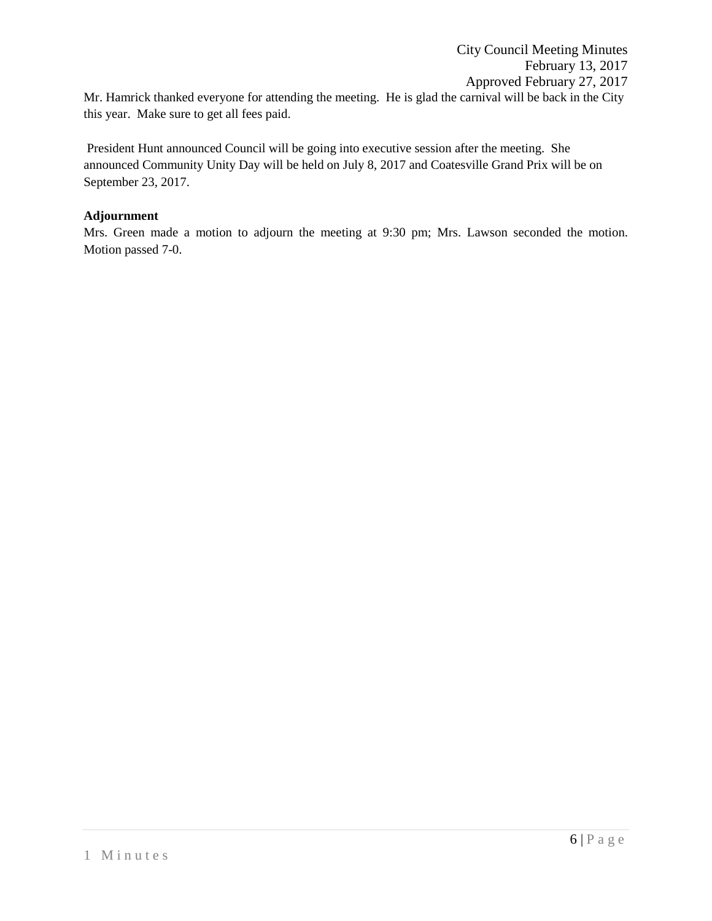Mr. Hamrick thanked everyone for attending the meeting. He is glad the carnival will be back in the City this year. Make sure to get all fees paid.

President Hunt announced Council will be going into executive session after the meeting. She announced Community Unity Day will be held on July 8, 2017 and Coatesville Grand Prix will be on September 23, 2017.

**Adjournment**

Mrs. Green made a motion to adjourn the meeting at 9:30 pm; Mrs. Lawson seconded the motion. Motion passed 7-0.